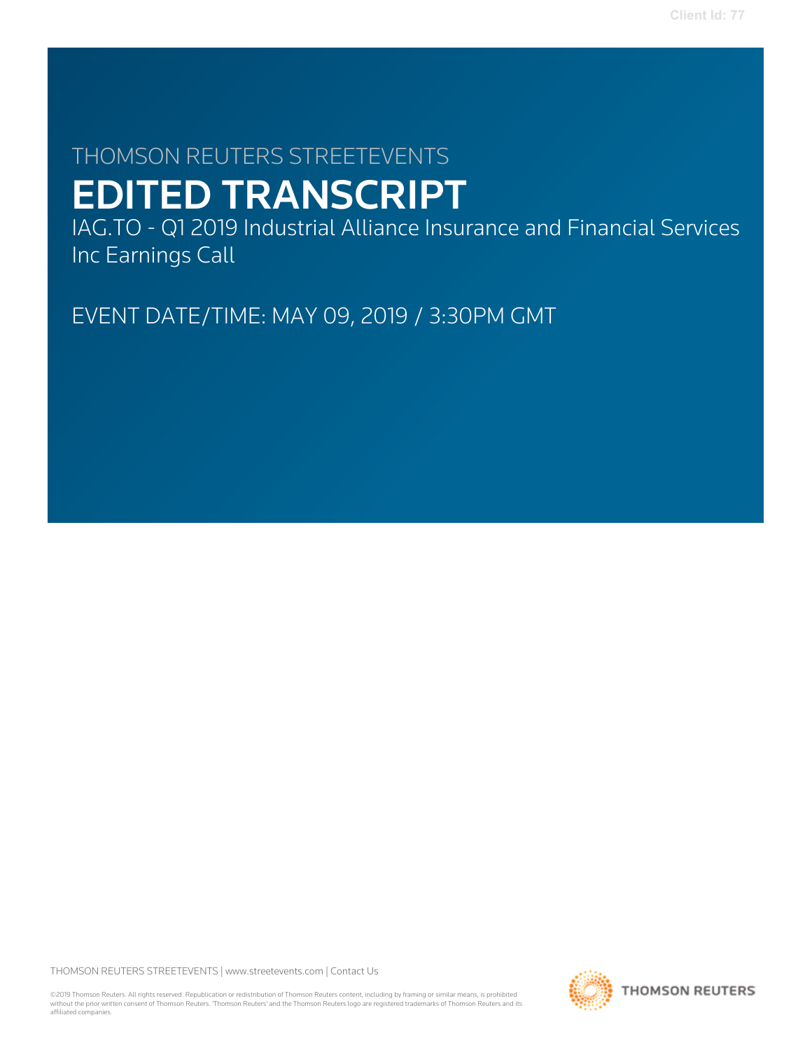THOMSON REUTERS STREETEVENTS

# EDITED TRANSCRIPT

IAG.TO - Q1 2019 Industrial Alliance Insurance and Financial Services Inc Earnings Call

EVENT DATE/TIME: MAY 09, 2019 / 3:30PM GMT

THOMSON REUTERS STREETEVENTS | www.streetevents.com | Contact Us

©2019 Thomson Reuters. All rights reserved. Republication or redistribution of Thomson Reuters content, including by framing or similar means, is prohibited without the prior written consent of Thomson Reuters. 'Thomson Reuters' and the Thomson Reuters logo are registered trademarks of Thomson Reuters and its affiliated companies.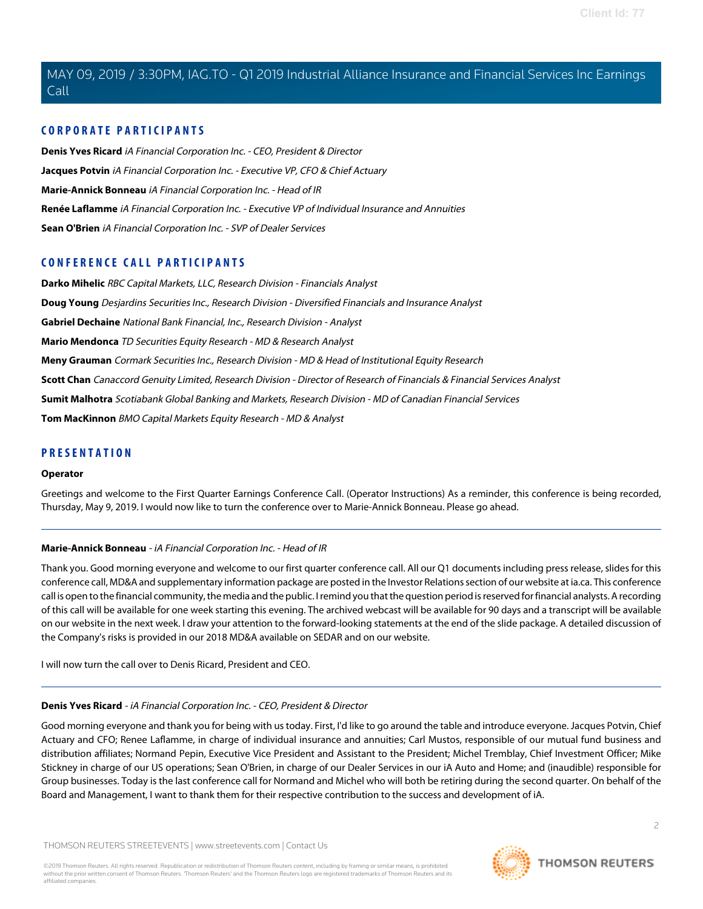## CORPORATE PARTICIPANTS

**Denis Yves Ricard** *iA Financial Corporation Inc. - CEO, President & Director*

**Jacques Potvin** *iA Financial Corporation Inc. - Executive VP, CFO & Chief Actuary*

**Marie-Annick Bonneau** *iA Financial Corporation Inc. - Head of IR*

**Renée Laflamme** *iA Financial Corporation Inc. - Executive VP of Individual Insurance and Annuities*

**Sean O'Brien** *iA Financial Corporation Inc. - SVP of Dealer Services*

## CONFERENCE CALL PARTICIPANTS

**Darko Mihelic** *RBC Capital Markets, LLC, Research Division - Financials Analyst*

**Doug Young** *Desjardins Securities Inc., Research Division - Diversified Financials and Insurance Analyst*

**Gabriel Dechaine** *National Bank Financial, Inc., Research Division - Analyst*

**Mario Mendonca** *TD Securities Equity Research - MD & Research Analyst*

**Meny Grauman** *Cormark Securities Inc., Research Division - MD & Head of Institutional Equity Research*

**Scott Chan** *Canaccord Genuity Limited, Research Division - Director of Research of Financials & Financial Services Analyst*

**Sumit Malhotra** *Scotiabank Global Banking and Markets, Research Division - MD of Canadian Financial Services*

**Tom MacKinnon** *BMO Capital Markets Equity Research - MD & Analyst*

## PRESENTATION

**Operator**

Greetings and welcome to the First Quarter Earnings Conference Call. (Operator Instructions) As a reminder, this conference is being recorded, Thursday, May 9, 2019. I would now like to turn the conference over to Marie-Annick Bonneau. Please go ahead.

---

**Marie-Annick Bonneau** - *iA Financial Corporation Inc. - Head of IR*

Thank you. Good morning everyone and welcome to our first quarter conference call. All our Q1 documents including press release, slides for this conference call, MD&A and supplementary information package are posted in the Investor Relations section of our website at ia.ca. This conference call is open to the financial community, the media and the public. I remind you that the question period is reserved for financial analysts. A recording of this call will be available for one week starting this evening. The archived webcast will be available for 90 days and a transcript will be available on our website in the next week. I draw your attention to the forward-looking statements at the end of the slide package. A detailed discussion of the Company's risks is provided in our 2018 MD&A available on SEDAR and on our website.

I will now turn the call over to Denis Ricard, President and CEO.

---

**Denis Yves Ricard** - *iA Financial Corporation Inc. - CEO, President & Director*

Good morning everyone and thank you for being with us today. First, I'd like to go around the table and introduce everyone. Jacques Potvin, Chief Actuary and CFO; Renee Laflamme, in charge of individual insurance and annuities; Carl Mustos, responsible of our mutual fund business and distribution affiliates; Normand Pepin, Executive Vice President and Assistant to the President; Michel Tremblay, Chief Investment Officer; Mike Stickney in charge of our US operations; Sean O'Brien, in charge of our Dealer Services in our iA Auto and Home; and (inaudible) responsible for Group businesses. Today is the last conference call for Normand and Michel who will both be retiring during the second quarter. On behalf of the Board and Management, I want to thank them for their respective contribution to the success and development of iA.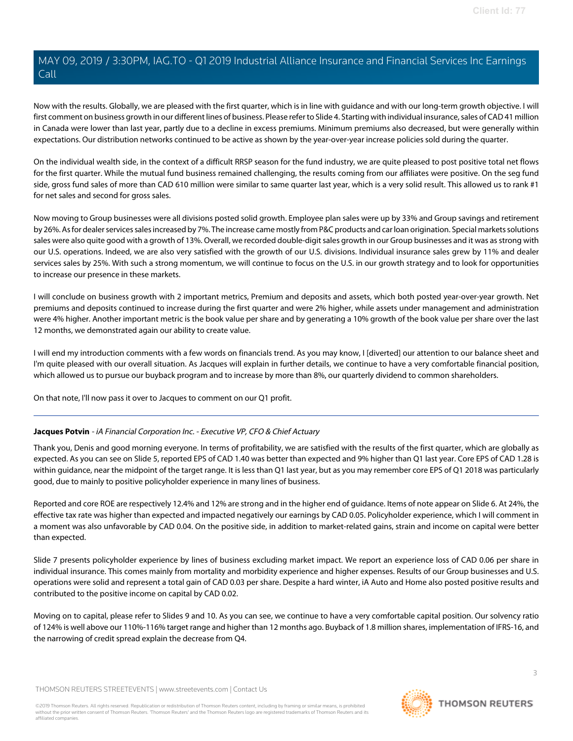Now with the results. Globally, we are pleased with the first quarter, which is in line with guidance and with our long-term growth objective. I will first comment on business growth in our different lines of business. Please refer to Slide 4. Starting with individual insurance, sales of CAD 41 million in Canada were lower than last year, partly due to a decline in excess premiums. Minimum premiums also decreased, but were generally within expectations. Our distribution networks continued to be active as shown by the year-over-year increase policies sold during the quarter.

On the individual wealth side, in the context of a difficult RRSP season for the fund industry, we are quite pleased to post positive total net flows for the first quarter. While the mutual fund business remained challenging, the results coming from our affiliates were positive. On the seg fund side, gross fund sales of more than CAD 610 million were similar to same quarter last year, which is a very solid result. This allowed us to rank #1 for net sales and second for gross sales.

Now moving to Group businesses were all divisions posted solid growth. Employee plan sales were up by 33% and Group savings and retirement by 26%. As for dealer services sales increased by 7%. The increase came mostly from P&C products and car loan origination. Special markets solutions sales were also quite good with a growth of 13%. Overall, we recorded double-digit sales growth in our Group businesses and it was as strong with our U.S. operations. Indeed, we are also very satisfied with the growth of our U.S. divisions. Individual insurance sales grew by 11% and dealer services sales by 25%. With such a strong momentum, we will continue to focus on the U.S. in our growth strategy and to look for opportunities to increase our presence in these markets.

I will conclude on business growth with 2 important metrics, Premium and deposits and assets, which both posted year-over-year growth. Net premiums and deposits continued to increase during the first quarter and were 2% higher, while assets under management and administration were 4% higher. Another important metric is the book value per share and by generating a 10% growth of the book value per share over the last 12 months, we demonstrated again our ability to create value.

I will end my introduction comments with a few words on financials trend. As you may know, I [diverted] our attention to our balance sheet and I'm quite pleased with our overall situation. As Jacques will explain in further details, we continue to have a very comfortable financial position, which allowed us to pursue our buyback program and to increase by more than 8%, our quarterly dividend to common shareholders.

On that note, I'll now pass it over to Jacques to comment on our Q1 profit.

---

**Jacques Potvin** - *iA Financial Corporation Inc. - Executive VP, CFO & Chief Actuary*

Thank you, Denis and good morning everyone. In terms of profitability, we are satisfied with the results of the first quarter, which are globally as expected. As you can see on Slide 5, reported EPS of CAD 1.40 was better than expected and 9% higher than Q1 last year. Core EPS of CAD 1.28 is within guidance, near the midpoint of the target range. It is less than Q1 last year, but as you may remember core EPS of Q1 2018 was particularly good, due to mainly to positive policyholder experience in many lines of business.

Reported and core ROE are respectively 12.4% and 12% are strong and in the higher end of guidance. Items of note appear on Slide 6. At 24%, the effective tax rate was higher than expected and impacted negatively our earnings by CAD 0.05. Policyholder experience, which I will comment in a moment was also unfavorable by CAD 0.04. On the positive side, in addition to market-related gains, strain and income on capital were better than expected.

Slide 7 presents policyholder experience by lines of business excluding market impact. We report an experience loss of CAD 0.06 per share in individual insurance. This comes mainly from mortality and morbidity experience and higher expenses. Results of our Group businesses and U.S. operations were solid and represent a total gain of CAD 0.03 per share. Despite a hard winter, iA Auto and Home also posted positive results and contributed to the positive income on capital by CAD 0.02.

Moving on to capital, please refer to Slides 9 and 10. As you can see, we continue to have a very comfortable capital position. Our solvency ratio of 124% is well above our 110%-116% target range and higher than 12 months ago. Buyback of 1.8 million shares, implementation of IFRS-16, and the narrowing of credit spread explain the decrease from Q4.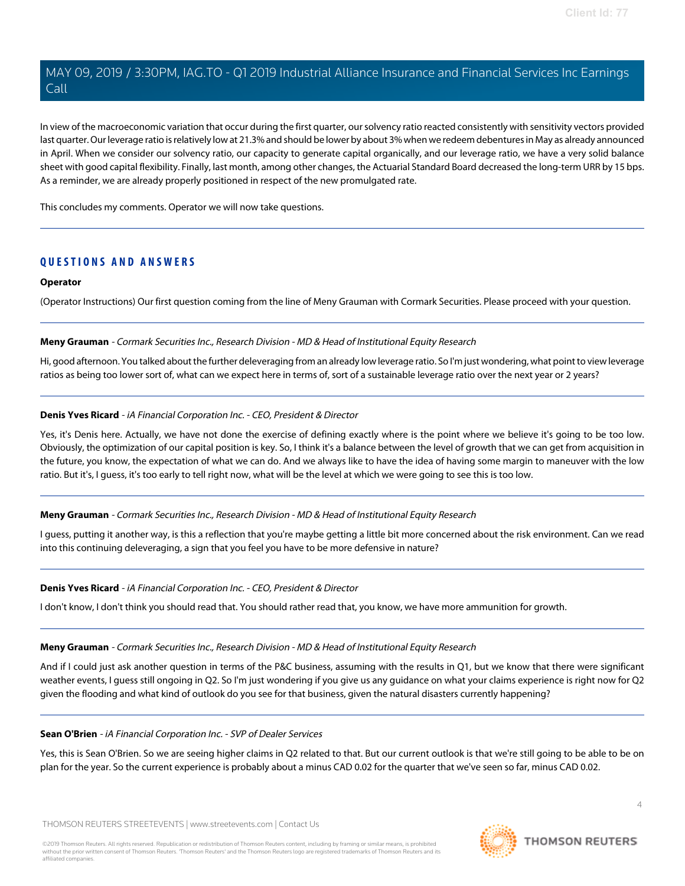In view of the macroeconomic variation that occur during the first quarter, our solvency ratio reacted consistently with sensitivity vectors provided last quarter. Our leverage ratio is relatively low at 21.3% and should be lower by about 3% when we redeem debentures in May as already announced in April. When we consider our solvency ratio, our capacity to generate capital organically, and our leverage ratio, we have a very solid balance sheet with good capital flexibility. Finally, last month, among other changes, the Actuarial Standard Board decreased the long-term URR by 15 bps. As a reminder, we are already properly positioned in respect of the new promulgated rate.

This concludes my comments. Operator we will now take questions.

## QUESTIONS AND ANSWERS

**Operator**

(Operator Instructions) Our first question coming from the line of Meny Grauman with Cormark Securities. Please proceed with your question.

**Meny Grauman** - *Cormark Securities Inc., Research Division - MD & Head of Institutional Equity Research*

Hi, good afternoon. You talked about the further deleveraging from an already low leverage ratio. So I'm just wondering, what point to view leverage ratios as being too lower sort of, what can we expect here in terms of, sort of a sustainable leverage ratio over the next year or 2 years?

**Denis Yves Ricard** - *iA Financial Corporation Inc. - CEO, President & Director*

Yes, it's Denis here. Actually, we have not done the exercise of defining exactly where is the point where we believe it's going to be too low. Obviously, the optimization of our capital position is key. So, I think it's a balance between the level of growth that we can get from acquisition in the future, you know, the expectation of what we can do. And we always like to have the idea of having some margin to maneuver with the low ratio. But it's, I guess, it's too early to tell right now, what will be the level at which we were going to see this is too low.

**Meny Grauman** - *Cormark Securities Inc., Research Division - MD & Head of Institutional Equity Research*

I guess, putting it another way, is this a reflection that you're maybe getting a little bit more concerned about the risk environment. Can we read into this continuing deleveraging, a sign that you feel you have to be more defensive in nature?

**Denis Yves Ricard** - *iA Financial Corporation Inc. - CEO, President & Director*

I don't know, I don't think you should read that. You should rather read that, you know, we have more ammunition for growth.

**Meny Grauman** - *Cormark Securities Inc., Research Division - MD & Head of Institutional Equity Research*

And if I could just ask another question in terms of the P&C business, assuming with the results in Q1, but we know that there were significant weather events, I guess still ongoing in Q2. So I'm just wondering if you give us any guidance on what your claims experience is right now for Q2 given the flooding and what kind of outlook do you see for that business, given the natural disasters currently happening?

**Sean O'Brien** - *iA Financial Corporation Inc. - SVP of Dealer Services*

Yes, this is Sean O'Brien. So we are seeing higher claims in Q2 related to that. But our current outlook is that we're still going to be able to be on plan for the year. So the current experience is probably about a minus CAD 0.02 for the quarter that we've seen so far, minus CAD 0.02.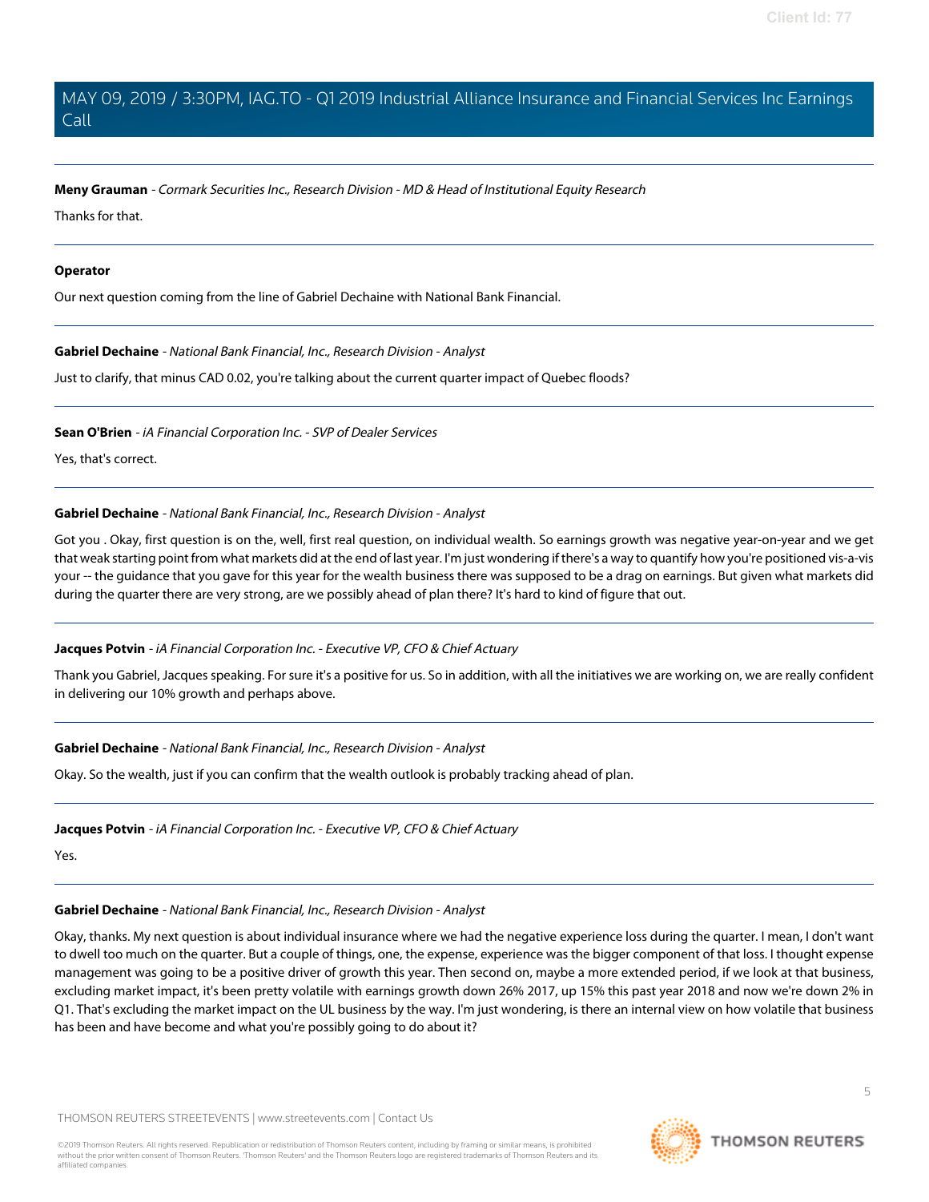**Meny Grauman** - *Cormark Securities Inc., Research Division - MD & Head of Institutional Equity Research*

Thanks for that.

---

**Operator**

Our next question coming from the line of Gabriel Dechaine with National Bank Financial.

---

**Gabriel Dechaine** - *National Bank Financial, Inc., Research Division - Analyst*

Just to clarify, that minus CAD 0.02, you're talking about the current quarter impact of Quebec floods?

---

**Sean O'Brien** - *iA Financial Corporation Inc. - SVP of Dealer Services*

Yes, that's correct.

---

**Gabriel Dechaine** - *National Bank Financial, Inc., Research Division - Analyst*

Got you . Okay, first question is on the, well, first real question, on individual wealth. So earnings growth was negative year-on-year and we get that weak starting point from what markets did at the end of last year. I'm just wondering if there's a way to quantify how you're positioned vis-a-vis your -- the guidance that you gave for this year for the wealth business there was supposed to be a drag on earnings. But given what markets did during the quarter there are very strong, are we possibly ahead of plan there? It's hard to kind of figure that out.

---

**Jacques Potvin** - *iA Financial Corporation Inc. - Executive VP, CFO & Chief Actuary*

Thank you Gabriel, Jacques speaking. For sure it's a positive for us. So in addition, with all the initiatives we are working on, we are really confident in delivering our 10% growth and perhaps above.

---

**Gabriel Dechaine** - *National Bank Financial, Inc., Research Division - Analyst*

Okay. So the wealth, just if you can confirm that the wealth outlook is probably tracking ahead of plan.

---

**Jacques Potvin** - *iA Financial Corporation Inc. - Executive VP, CFO & Chief Actuary*

Yes.

---

**Gabriel Dechaine** - *National Bank Financial, Inc., Research Division - Analyst*

Okay, thanks. My next question is about individual insurance where we had the negative experience loss during the quarter. I mean, I don't want to dwell too much on the quarter. But a couple of things, one, the expense, experience was the bigger component of that loss. I thought expense management was going to be a positive driver of growth this year. Then second on, maybe a more extended period, if we look at that business, excluding market impact, it's been pretty volatile with earnings growth down 26% 2017, up 15% this past year 2018 and now we're down 2% in Q1. That's excluding the market impact on the UL business by the way. I'm just wondering, is there an internal view on how volatile that business has been and have become and what you're possibly going to do about it?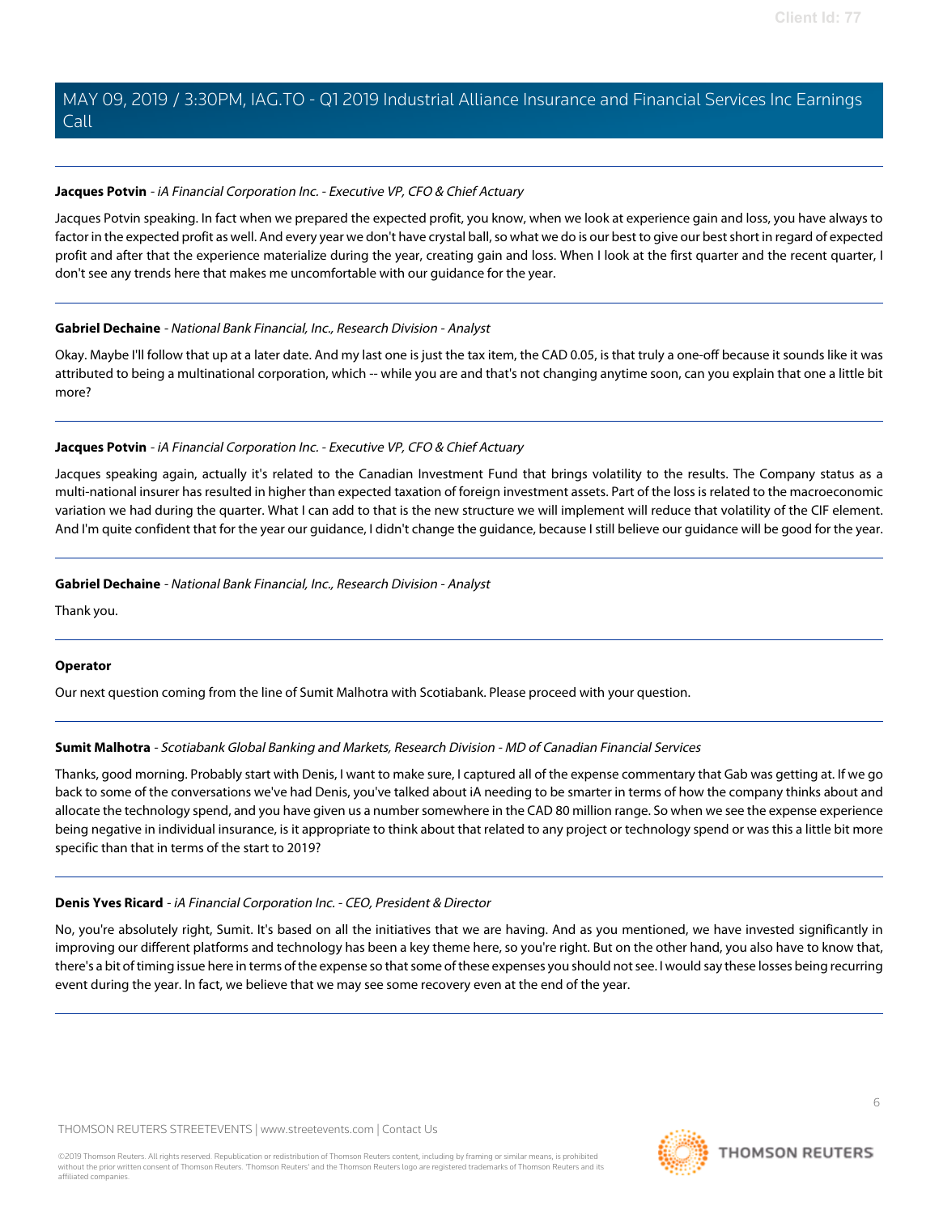**Jacques Potvin** - *iA Financial Corporation Inc. - Executive VP, CFO & Chief Actuary*

Jacques Potvin speaking. In fact when we prepared the expected profit, you know, when we look at experience gain and loss, you have always to factor in the expected profit as well. And every year we don't have crystal ball, so what we do is our best to give our best short in regard of expected profit and after that the experience materialize during the year, creating gain and loss. When I look at the first quarter and the recent quarter, I don't see any trends here that makes me uncomfortable with our guidance for the year.

---

**Gabriel Dechaine** - *National Bank Financial, Inc., Research Division - Analyst*

Okay. Maybe I'll follow that up at a later date. And my last one is just the tax item, the CAD 0.05, is that truly a one-off because it sounds like it was attributed to being a multinational corporation, which -- while you are and that's not changing anytime soon, can you explain that one a little bit more?

---

**Jacques Potvin** - *iA Financial Corporation Inc. - Executive VP, CFO & Chief Actuary*

Jacques speaking again, actually it's related to the Canadian Investment Fund that brings volatility to the results. The Company status as a multi-national insurer has resulted in higher than expected taxation of foreign investment assets. Part of the loss is related to the macroeconomic variation we had during the quarter. What I can add to that is the new structure we will implement will reduce that volatility of the CIF element. And I'm quite confident that for the year our guidance, I didn't change the guidance, because I still believe our guidance will be good for the year.

---

**Gabriel Dechaine** - *National Bank Financial, Inc., Research Division - Analyst*

Thank you.

---

**Operator**

Our next question coming from the line of Sumit Malhotra with Scotiabank. Please proceed with your question.

---

**Sumit Malhotra** - *Scotiabank Global Banking and Markets, Research Division - MD of Canadian Financial Services*

Thanks, good morning. Probably start with Denis, I want to make sure, I captured all of the expense commentary that Gab was getting at. If we go back to some of the conversations we've had Denis, you've talked about iA needing to be smarter in terms of how the company thinks about and allocate the technology spend, and you have given us a number somewhere in the CAD 80 million range. So when we see the expense experience being negative in individual insurance, is it appropriate to think about that related to any project or technology spend or was this a little bit more specific than that in terms of the start to 2019?

---

**Denis Yves Ricard** - *iA Financial Corporation Inc. - CEO, President & Director*

No, you're absolutely right, Sumit. It's based on all the initiatives that we are having. And as you mentioned, we have invested significantly in improving our different platforms and technology has been a key theme here, so you're right. But on the other hand, you also have to know that, there's a bit of timing issue here in terms of the expense so that some of these expenses you should not see. I would say these losses being recurring event during the year. In fact, we believe that we may see some recovery even at the end of the year.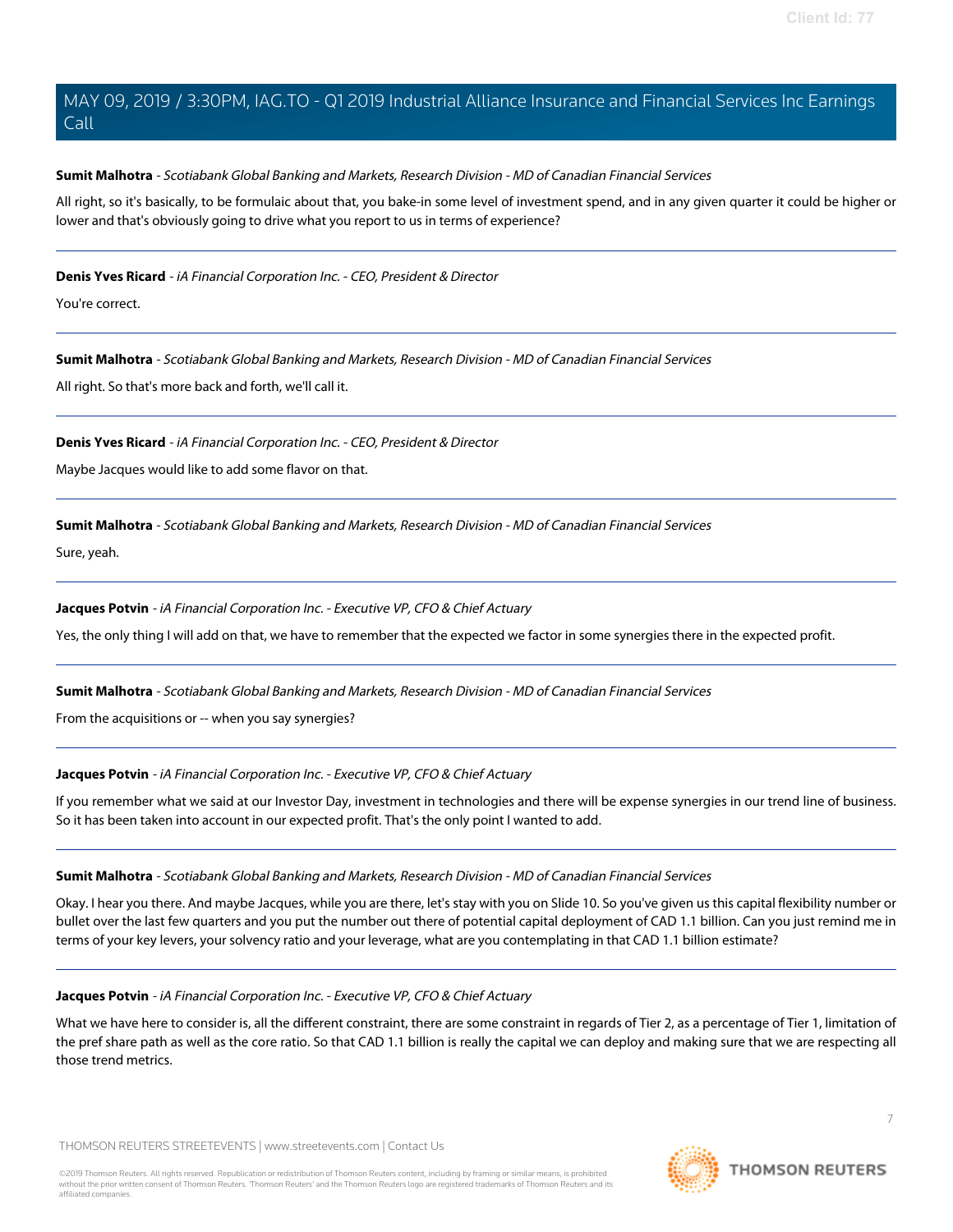**Sumit Malhotra** - *Scotiabank Global Banking and Markets, Research Division - MD of Canadian Financial Services*

All right, so it's basically, to be formulaic about that, you bake-in some level of investment spend, and in any given quarter it could be higher or lower and that's obviously going to drive what you report to us in terms of experience?

---

**Denis Yves Ricard** - *iA Financial Corporation Inc. - CEO, President & Director*

You're correct.

---

**Sumit Malhotra** - *Scotiabank Global Banking and Markets, Research Division - MD of Canadian Financial Services*

All right. So that's more back and forth, we'll call it.

---

**Denis Yves Ricard** - *iA Financial Corporation Inc. - CEO, President & Director*

Maybe Jacques would like to add some flavor on that.

---

**Sumit Malhotra** - *Scotiabank Global Banking and Markets, Research Division - MD of Canadian Financial Services*

Sure, yeah.

---

**Jacques Potvin** - *iA Financial Corporation Inc. - Executive VP, CFO & Chief Actuary*

Yes, the only thing I will add on that, we have to remember that the expected we factor in some synergies there in the expected profit.

---

**Sumit Malhotra** - *Scotiabank Global Banking and Markets, Research Division - MD of Canadian Financial Services*

From the acquisitions or -- when you say synergies?

---

**Jacques Potvin** - *iA Financial Corporation Inc. - Executive VP, CFO & Chief Actuary*

If you remember what we said at our Investor Day, investment in technologies and there will be expense synergies in our trend line of business. So it has been taken into account in our expected profit. That's the only point I wanted to add.

---

**Sumit Malhotra** - *Scotiabank Global Banking and Markets, Research Division - MD of Canadian Financial Services*

Okay. I hear you there. And maybe Jacques, while you are there, let's stay with you on Slide 10. So you've given us this capital flexibility number or bullet over the last few quarters and you put the number out there of potential capital deployment of CAD 1.1 billion. Can you just remind me in terms of your key levers, your solvency ratio and your leverage, what are you contemplating in that CAD 1.1 billion estimate?

---

**Jacques Potvin** - *iA Financial Corporation Inc. - Executive VP, CFO & Chief Actuary*

What we have here to consider is, all the different constraint, there are some constraint in regards of Tier 2, as a percentage of Tier 1, limitation of the pref share path as well as the core ratio. So that CAD 1.1 billion is really the capital we can deploy and making sure that we are respecting all those trend metrics.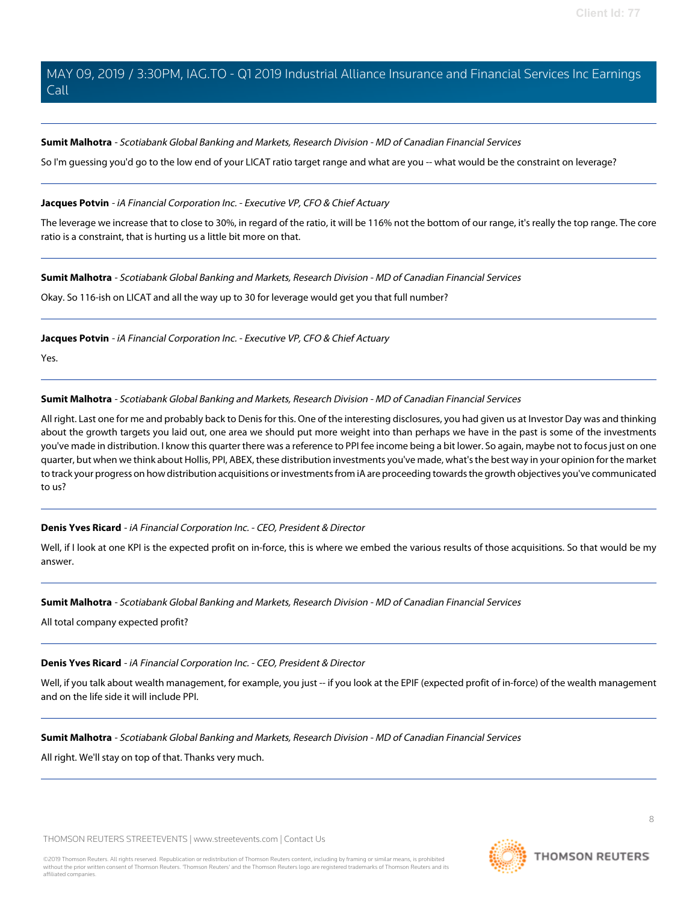**Sumit Malhotra** - *Scotiabank Global Banking and Markets, Research Division - MD of Canadian Financial Services*

So I'm guessing you'd go to the low end of your LICAT ratio target range and what are you -- what would be the constraint on leverage?

---

**Jacques Potvin** - *iA Financial Corporation Inc. - Executive VP, CFO & Chief Actuary*

The leverage we increase that to close to 30%, in regard of the ratio, it will be 116% not the bottom of our range, it's really the top range. The core ratio is a constraint, that is hurting us a little bit more on that.

---

**Sumit Malhotra** - *Scotiabank Global Banking and Markets, Research Division - MD of Canadian Financial Services*

Okay. So 116-ish on LICAT and all the way up to 30 for leverage would get you that full number?

---

**Jacques Potvin** - *iA Financial Corporation Inc. - Executive VP, CFO & Chief Actuary*

Yes.

---

**Sumit Malhotra** - *Scotiabank Global Banking and Markets, Research Division - MD of Canadian Financial Services*

All right. Last one for me and probably back to Denis for this. One of the interesting disclosures, you had given us at Investor Day was and thinking about the growth targets you laid out, one area we should put more weight into than perhaps we have in the past is some of the investments you've made in distribution. I know this quarter there was a reference to PPI fee income being a bit lower. So again, maybe not to focus just on one quarter, but when we think about Hollis, PPI, ABEX, these distribution investments you've made, what's the best way in your opinion for the market to track your progress on how distribution acquisitions or investments from iA are proceeding towards the growth objectives you've communicated to us?

---

**Denis Yves Ricard** - *iA Financial Corporation Inc. - CEO, President & Director*

Well, if I look at one KPI is the expected profit on in-force, this is where we embed the various results of those acquisitions. So that would be my answer.

---

**Sumit Malhotra** - *Scotiabank Global Banking and Markets, Research Division - MD of Canadian Financial Services*

All total company expected profit?

---

**Denis Yves Ricard** - *iA Financial Corporation Inc. - CEO, President & Director*

Well, if you talk about wealth management, for example, you just -- if you look at the EPIF (expected profit of in-force) of the wealth management and on the life side it will include PPI.

---

**Sumit Malhotra** - *Scotiabank Global Banking and Markets, Research Division - MD of Canadian Financial Services*

All right. We'll stay on top of that. Thanks very much.

---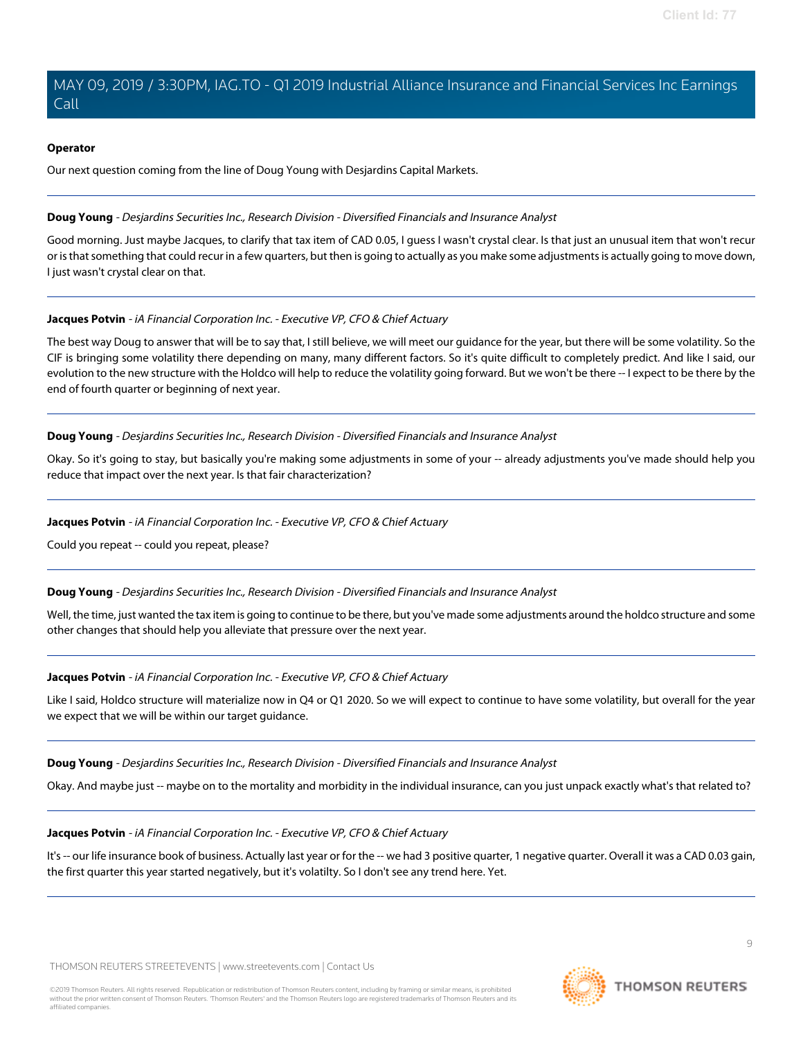**Operator**

Our next question coming from the line of Doug Young with Desjardins Capital Markets.

---

**Doug Young** - *Desjardins Securities Inc., Research Division - Diversified Financials and Insurance Analyst*

Good morning. Just maybe Jacques, to clarify that tax item of CAD 0.05, I guess I wasn't crystal clear. Is that just an unusual item that won't recur or is that something that could recur in a few quarters, but then is going to actually as you make some adjustments is actually going to move down, I just wasn't crystal clear on that.

---

**Jacques Potvin** - *iA Financial Corporation Inc. - Executive VP, CFO & Chief Actuary*

The best way Doug to answer that will be to say that, I still believe, we will meet our guidance for the year, but there will be some volatility. So the CIF is bringing some volatility there depending on many, many different factors. So it's quite difficult to completely predict. And like I said, our evolution to the new structure with the Holdco will help to reduce the volatility going forward. But we won't be there -- I expect to be there by the end of fourth quarter or beginning of next year.

---

**Doug Young** - *Desjardins Securities Inc., Research Division - Diversified Financials and Insurance Analyst*

Okay. So it's going to stay, but basically you're making some adjustments in some of your -- already adjustments you've made should help you reduce that impact over the next year. Is that fair characterization?

---

**Jacques Potvin** - *iA Financial Corporation Inc. - Executive VP, CFO & Chief Actuary*

Could you repeat -- could you repeat, please?

---

**Doug Young** - *Desjardins Securities Inc., Research Division - Diversified Financials and Insurance Analyst*

Well, the time, just wanted the tax item is going to continue to be there, but you've made some adjustments around the holdco structure and some other changes that should help you alleviate that pressure over the next year.

---

**Jacques Potvin** - *iA Financial Corporation Inc. - Executive VP, CFO & Chief Actuary*

Like I said, Holdco structure will materialize now in Q4 or Q1 2020. So we will expect to continue to have some volatility, but overall for the year we expect that we will be within our target guidance.

---

**Doug Young** - *Desjardins Securities Inc., Research Division - Diversified Financials and Insurance Analyst*

Okay. And maybe just -- maybe on to the mortality and morbidity in the individual insurance, can you just unpack exactly what's that related to?

---

**Jacques Potvin** - *iA Financial Corporation Inc. - Executive VP, CFO & Chief Actuary*

It's -- our life insurance book of business. Actually last year or for the -- we had 3 positive quarter, 1 negative quarter. Overall it was a CAD 0.03 gain, the first quarter this year started negatively, but it's volatilty. So I don't see any trend here. Yet.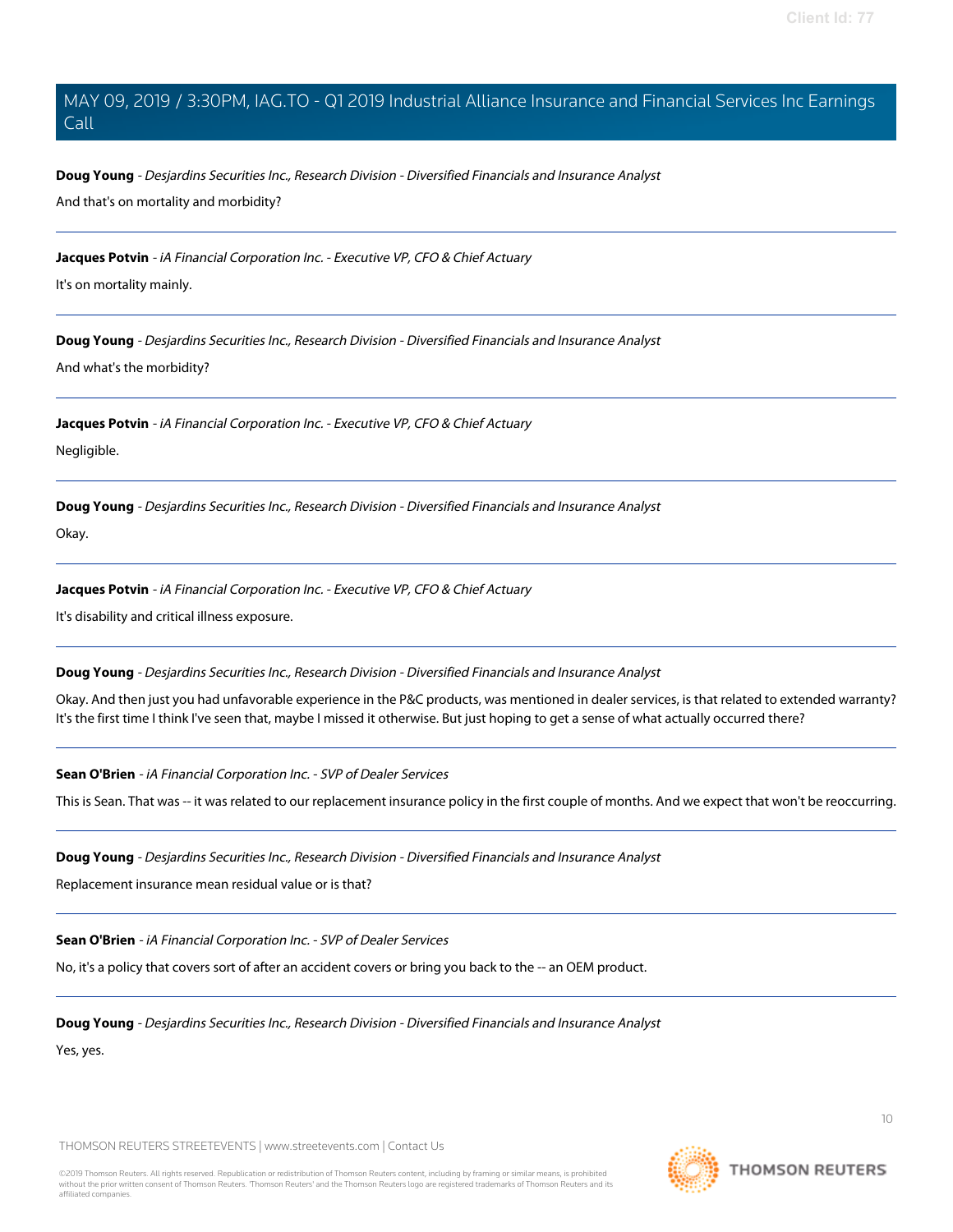**Doug Young** - *Desjardins Securities Inc., Research Division - Diversified Financials and Insurance Analyst*

And that's on mortality and morbidity?

---

**Jacques Potvin** - *iA Financial Corporation Inc. - Executive VP, CFO & Chief Actuary*

It's on mortality mainly.

---

**Doug Young** - *Desjardins Securities Inc., Research Division - Diversified Financials and Insurance Analyst*

And what's the morbidity?

---

**Jacques Potvin** - *iA Financial Corporation Inc. - Executive VP, CFO & Chief Actuary*

Negligible.

---

**Doug Young** - *Desjardins Securities Inc., Research Division - Diversified Financials and Insurance Analyst*

Okay.

---

**Jacques Potvin** - *iA Financial Corporation Inc. - Executive VP, CFO & Chief Actuary*

It's disability and critical illness exposure.

---

**Doug Young** - *Desjardins Securities Inc., Research Division - Diversified Financials and Insurance Analyst*

Okay. And then just you had unfavorable experience in the P&C products, was mentioned in dealer services, is that related to extended warranty? It's the first time I think I've seen that, maybe I missed it otherwise. But just hoping to get a sense of what actually occurred there?

---

**Sean O'Brien** - *iA Financial Corporation Inc. - SVP of Dealer Services*

This is Sean. That was -- it was related to our replacement insurance policy in the first couple of months. And we expect that won't be reoccurring.

---

**Doug Young** - *Desjardins Securities Inc., Research Division - Diversified Financials and Insurance Analyst*

Replacement insurance mean residual value or is that?

---

**Sean O'Brien** - *iA Financial Corporation Inc. - SVP of Dealer Services*

No, it's a policy that covers sort of after an accident covers or bring you back to the -- an OEM product.

---

**Doug Young** - *Desjardins Securities Inc., Research Division - Diversified Financials and Insurance Analyst*

Yes, yes.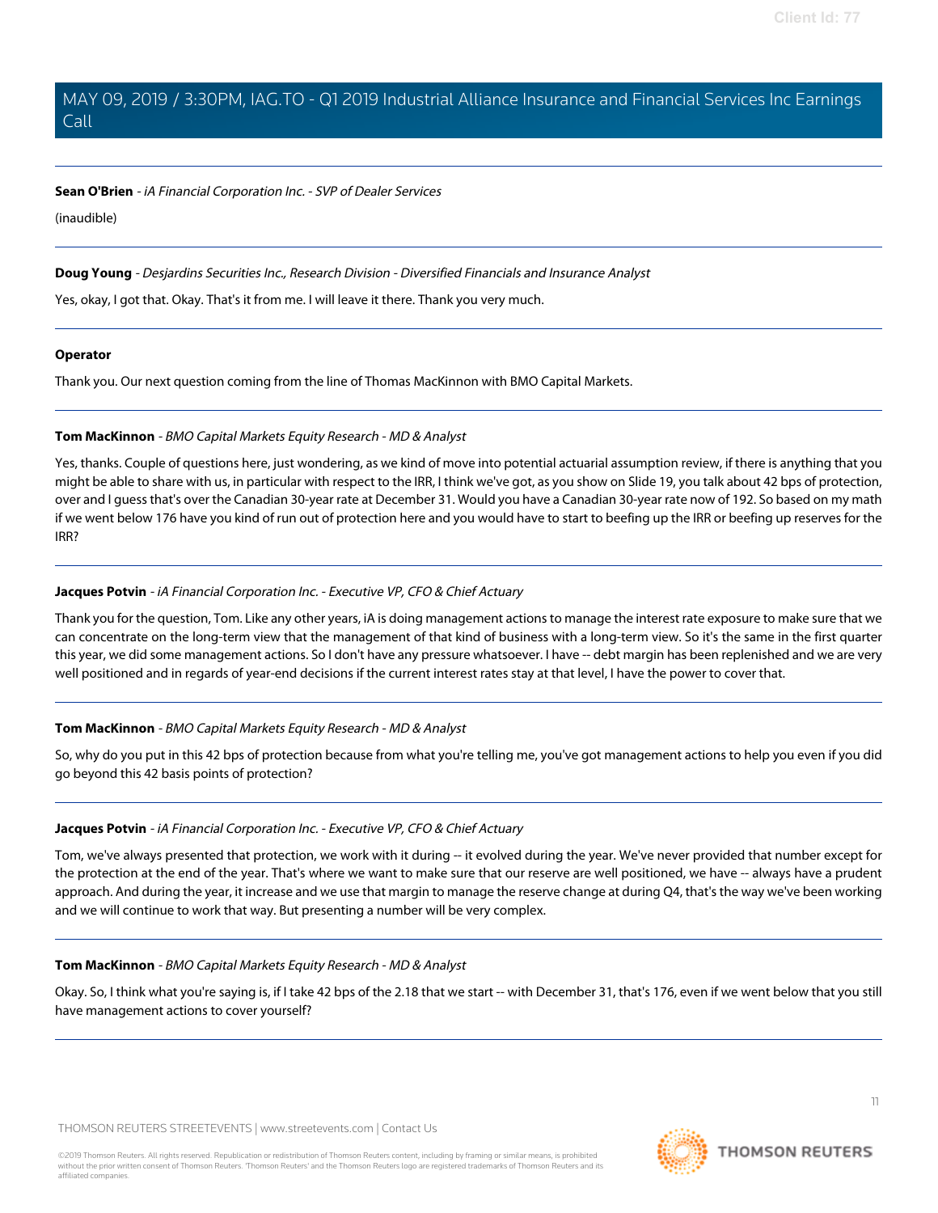**Sean O'Brien** - *iA Financial Corporation Inc. - SVP of Dealer Services*

(inaudible)

---

**Doug Young** - *Desjardins Securities Inc., Research Division - Diversified Financials and Insurance Analyst*

Yes, okay, I got that. Okay. That's it from me. I will leave it there. Thank you very much.

---

**Operator**

Thank you. Our next question coming from the line of Thomas MacKinnon with BMO Capital Markets.

---

**Tom MacKinnon** - *BMO Capital Markets Equity Research - MD & Analyst*

Yes, thanks. Couple of questions here, just wondering, as we kind of move into potential actuarial assumption review, if there is anything that you might be able to share with us, in particular with respect to the IRR, I think we've got, as you show on Slide 19, you talk about 42 bps of protection, over and I guess that's over the Canadian 30-year rate at December 31. Would you have a Canadian 30-year rate now of 192. So based on my math if we went below 176 have you kind of run out of protection here and you would have to start to beefing up the IRR or beefing up reserves for the IRR?

---

**Jacques Potvin** - *iA Financial Corporation Inc. - Executive VP, CFO & Chief Actuary*

Thank you for the question, Tom. Like any other years, iA is doing management actions to manage the interest rate exposure to make sure that we can concentrate on the long-term view that the management of that kind of business with a long-term view. So it's the same in the first quarter this year, we did some management actions. So I don't have any pressure whatsoever. I have -- debt margin has been replenished and we are very well positioned and in regards of year-end decisions if the current interest rates stay at that level, I have the power to cover that.

---

**Tom MacKinnon** - *BMO Capital Markets Equity Research - MD & Analyst*

So, why do you put in this 42 bps of protection because from what you're telling me, you've got management actions to help you even if you did go beyond this 42 basis points of protection?

---

**Jacques Potvin** - *iA Financial Corporation Inc. - Executive VP, CFO & Chief Actuary*

Tom, we've always presented that protection, we work with it during -- it evolved during the year. We've never provided that number except for the protection at the end of the year. That's where we want to make sure that our reserve are well positioned, we have -- always have a prudent approach. And during the year, it increase and we use that margin to manage the reserve change at during Q4, that's the way we've been working and we will continue to work that way. But presenting a number will be very complex.

---

**Tom MacKinnon** - *BMO Capital Markets Equity Research - MD & Analyst*

Okay. So, I think what you're saying is, if I take 42 bps of the 2.18 that we start -- with December 31, that's 176, even if we went below that you still have management actions to cover yourself?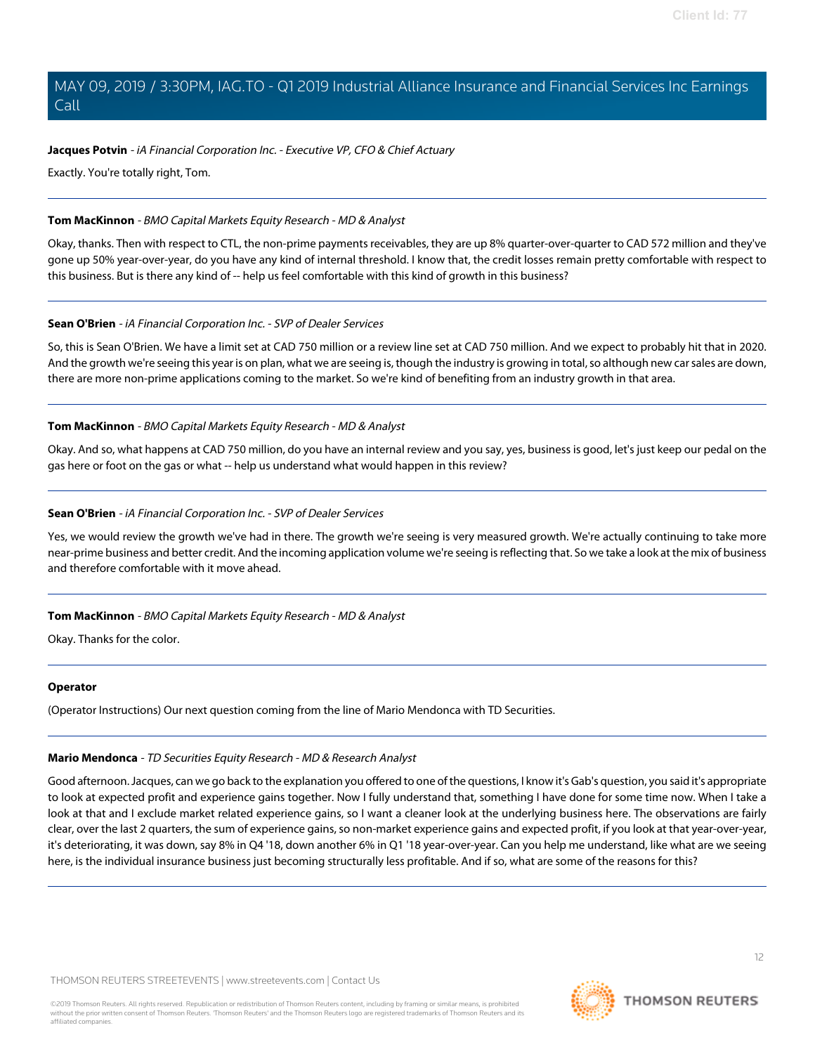**Jacques Potvin** - *iA Financial Corporation Inc. - Executive VP, CFO & Chief Actuary*

Exactly. You're totally right, Tom.

---

**Tom MacKinnon** - *BMO Capital Markets Equity Research - MD & Analyst*

Okay, thanks. Then with respect to CTL, the non-prime payments receivables, they are up 8% quarter-over-quarter to CAD 572 million and they've gone up 50% year-over-year, do you have any kind of internal threshold. I know that, the credit losses remain pretty comfortable with respect to this business. But is there any kind of -- help us feel comfortable with this kind of growth in this business?

---

**Sean O'Brien** - *iA Financial Corporation Inc. - SVP of Dealer Services*

So, this is Sean O'Brien. We have a limit set at CAD 750 million or a review line set at CAD 750 million. And we expect to probably hit that in 2020. And the growth we're seeing this year is on plan, what we are seeing is, though the industry is growing in total, so although new car sales are down, there are more non-prime applications coming to the market. So we're kind of benefiting from an industry growth in that area.

---

**Tom MacKinnon** - *BMO Capital Markets Equity Research - MD & Analyst*

Okay. And so, what happens at CAD 750 million, do you have an internal review and you say, yes, business is good, let's just keep our pedal on the gas here or foot on the gas or what -- help us understand what would happen in this review?

---

**Sean O'Brien** - *iA Financial Corporation Inc. - SVP of Dealer Services*

Yes, we would review the growth we've had in there. The growth we're seeing is very measured growth. We're actually continuing to take more near-prime business and better credit. And the incoming application volume we're seeing is reflecting that. So we take a look at the mix of business and therefore comfortable with it move ahead.

---

**Tom MacKinnon** - *BMO Capital Markets Equity Research - MD & Analyst*

Okay. Thanks for the color.

---

**Operator**

(Operator Instructions) Our next question coming from the line of Mario Mendonca with TD Securities.

---

**Mario Mendonca** - *TD Securities Equity Research - MD & Research Analyst*

Good afternoon. Jacques, can we go back to the explanation you offered to one of the questions, I know it's Gab's question, you said it's appropriate to look at expected profit and experience gains together. Now I fully understand that, something I have done for some time now. When I take a look at that and I exclude market related experience gains, so I want a cleaner look at the underlying business here. The observations are fairly clear, over the last 2 quarters, the sum of experience gains, so non-market experience gains and expected profit, if you look at that year-over-year, it's deteriorating, it was down, say 8% in Q4 '18, down another 6% in Q1 '18 year-over-year. Can you help me understand, like what are we seeing here, is the individual insurance business just becoming structurally less profitable. And if so, what are some of the reasons for this?

---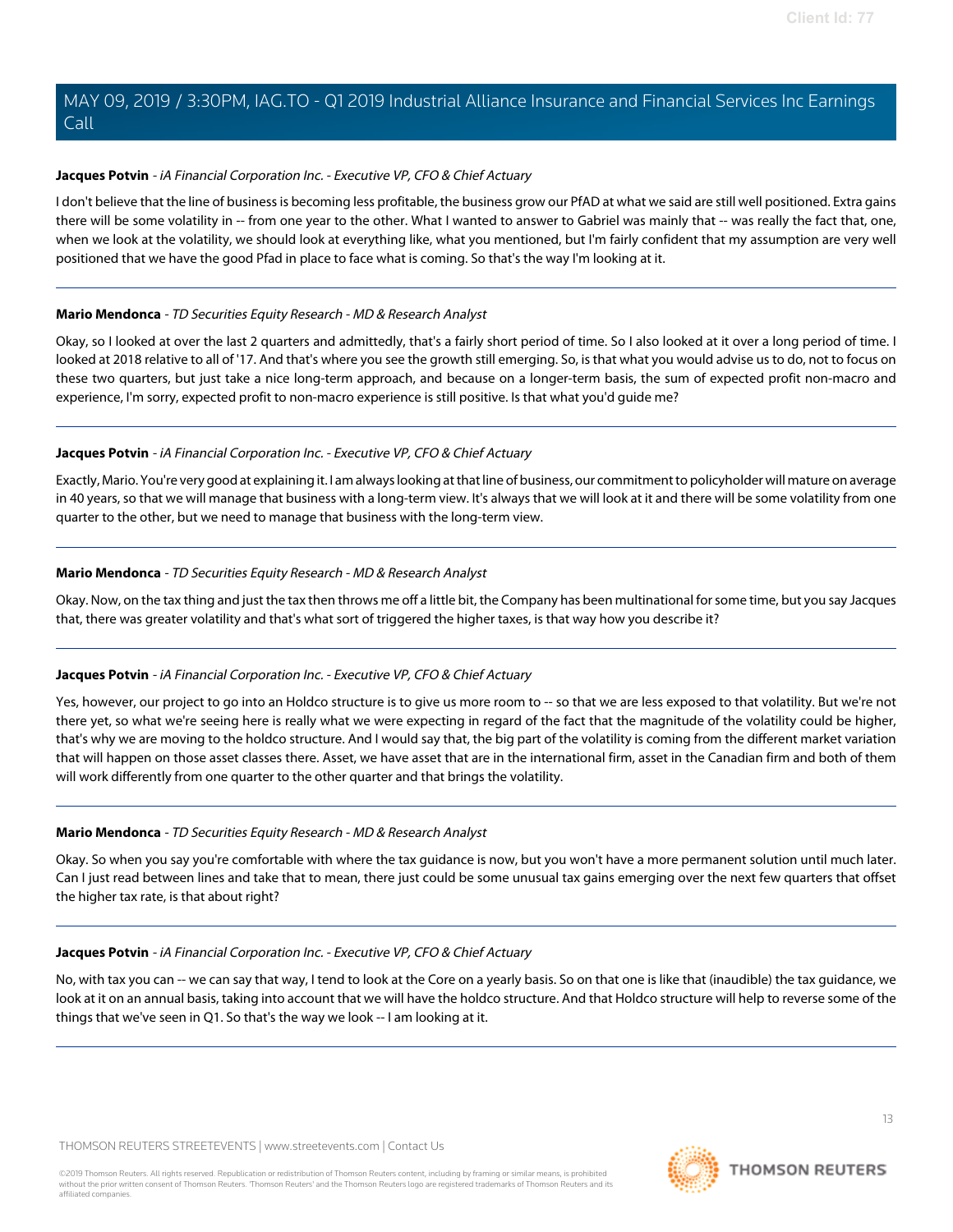**Jacques Potvin** - *iA Financial Corporation Inc. - Executive VP, CFO & Chief Actuary*

I don't believe that the line of business is becoming less profitable, the business grow our PfAD at what we said are still well positioned. Extra gains there will be some volatility in -- from one year to the other. What I wanted to answer to Gabriel was mainly that -- was really the fact that, one, when we look at the volatility, we should look at everything like, what you mentioned, but I'm fairly confident that my assumption are very well positioned that we have the good Pfad in place to face what is coming. So that's the way I'm looking at it.

---

**Mario Mendonca** - *TD Securities Equity Research - MD & Research Analyst*

Okay, so I looked at over the last 2 quarters and admittedly, that's a fairly short period of time. So I also looked at it over a long period of time. I looked at 2018 relative to all of '17. And that's where you see the growth still emerging. So, is that what you would advise us to do, not to focus on these two quarters, but just take a nice long-term approach, and because on a longer-term basis, the sum of expected profit non-macro and experience, I'm sorry, expected profit to non-macro experience is still positive. Is that what you'd guide me?

---

**Jacques Potvin** - *iA Financial Corporation Inc. - Executive VP, CFO & Chief Actuary*

Exactly, Mario. You're very good at explaining it. I am always looking at that line of business, our commitment to policyholder will mature on average in 40 years, so that we will manage that business with a long-term view. It's always that we will look at it and there will be some volatility from one quarter to the other, but we need to manage that business with the long-term view.

---

**Mario Mendonca** - *TD Securities Equity Research - MD & Research Analyst*

Okay. Now, on the tax thing and just the tax then throws me off a little bit, the Company has been multinational for some time, but you say Jacques that, there was greater volatility and that's what sort of triggered the higher taxes, is that way how you describe it?

---

**Jacques Potvin** - *iA Financial Corporation Inc. - Executive VP, CFO & Chief Actuary*

Yes, however, our project to go into an Holdco structure is to give us more room to -- so that we are less exposed to that volatility. But we're not there yet, so what we're seeing here is really what we were expecting in regard of the fact that the magnitude of the volatility could be higher, that's why we are moving to the holdco structure. And I would say that, the big part of the volatility is coming from the different market variation that will happen on those asset classes there. Asset, we have asset that are in the international firm, asset in the Canadian firm and both of them will work differently from one quarter to the other quarter and that brings the volatility.

---

**Mario Mendonca** - *TD Securities Equity Research - MD & Research Analyst*

Okay. So when you say you're comfortable with where the tax guidance is now, but you won't have a more permanent solution until much later. Can I just read between lines and take that to mean, there just could be some unusual tax gains emerging over the next few quarters that offset the higher tax rate, is that about right?

---

**Jacques Potvin** - *iA Financial Corporation Inc. - Executive VP, CFO & Chief Actuary*

No, with tax you can -- we can say that way, I tend to look at the Core on a yearly basis. So on that one is like that (inaudible) the tax guidance, we look at it on an annual basis, taking into account that we will have the holdco structure. And that Holdco structure will help to reverse some of the things that we've seen in Q1. So that's the way we look -- I am looking at it.

---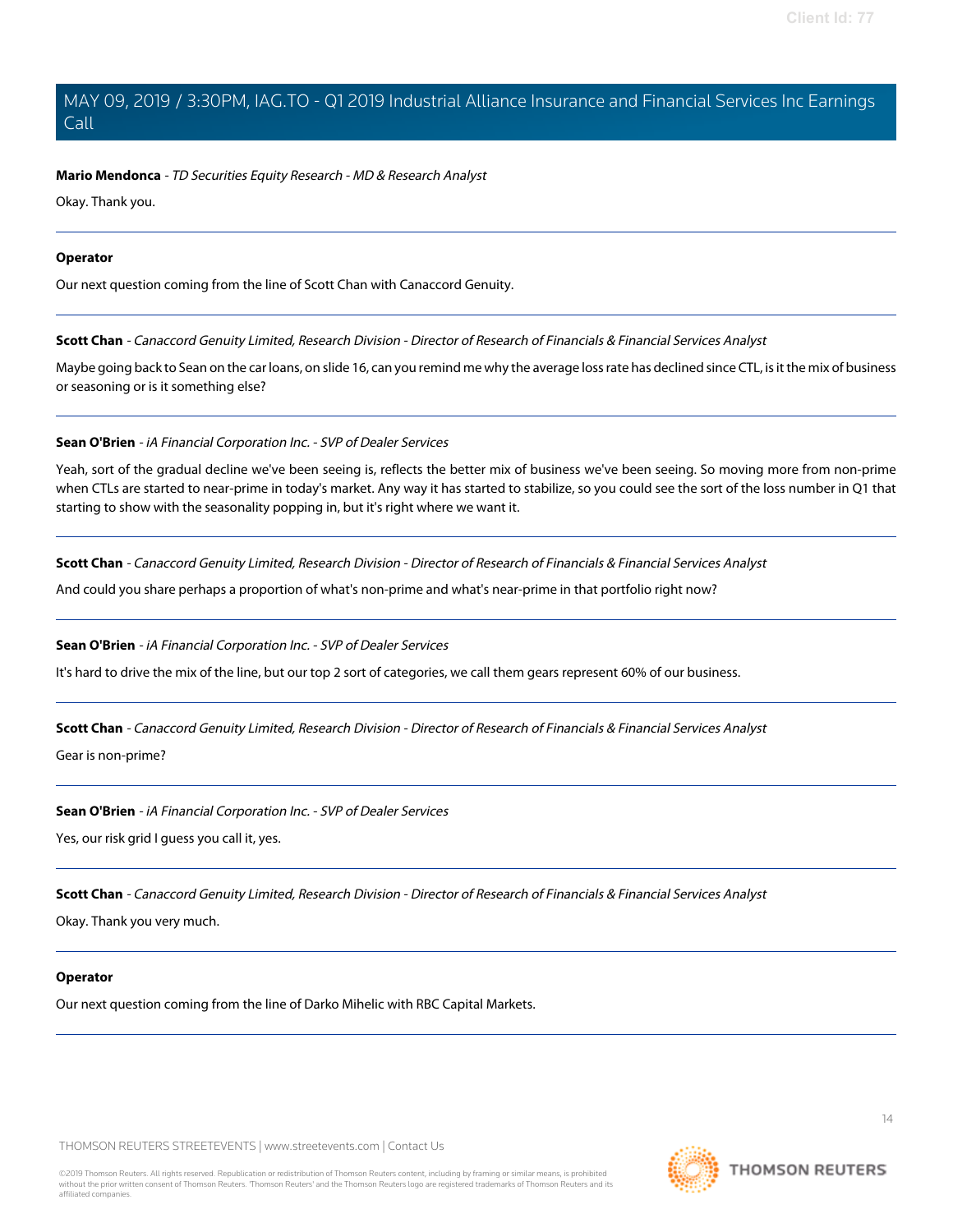**Mario Mendonca** - *TD Securities Equity Research - MD & Research Analyst*

Okay. Thank you.

---

**Operator**

Our next question coming from the line of Scott Chan with Canaccord Genuity.

---

**Scott Chan** - *Canaccord Genuity Limited, Research Division - Director of Research of Financials & Financial Services Analyst*

Maybe going back to Sean on the car loans, on slide 16, can you remind me why the average loss rate has declined since CTL, is it the mix of business or seasoning or is it something else?

---

**Sean O'Brien** - *iA Financial Corporation Inc. - SVP of Dealer Services*

Yeah, sort of the gradual decline we've been seeing is, reflects the better mix of business we've been seeing. So moving more from non-prime when CTLs are started to near-prime in today's market. Any way it has started to stabilize, so you could see the sort of the loss number in Q1 that starting to show with the seasonality popping in, but it's right where we want it.

---

**Scott Chan** - *Canaccord Genuity Limited, Research Division - Director of Research of Financials & Financial Services Analyst*

And could you share perhaps a proportion of what's non-prime and what's near-prime in that portfolio right now?

---

**Sean O'Brien** - *iA Financial Corporation Inc. - SVP of Dealer Services*

It's hard to drive the mix of the line, but our top 2 sort of categories, we call them gears represent 60% of our business.

---

**Scott Chan** - *Canaccord Genuity Limited, Research Division - Director of Research of Financials & Financial Services Analyst*

Gear is non-prime?

---

**Sean O'Brien** - *iA Financial Corporation Inc. - SVP of Dealer Services*

Yes, our risk grid I guess you call it, yes.

---

**Scott Chan** - *Canaccord Genuity Limited, Research Division - Director of Research of Financials & Financial Services Analyst*

Okay. Thank you very much.

---

**Operator**

Our next question coming from the line of Darko Mihelic with RBC Capital Markets.

---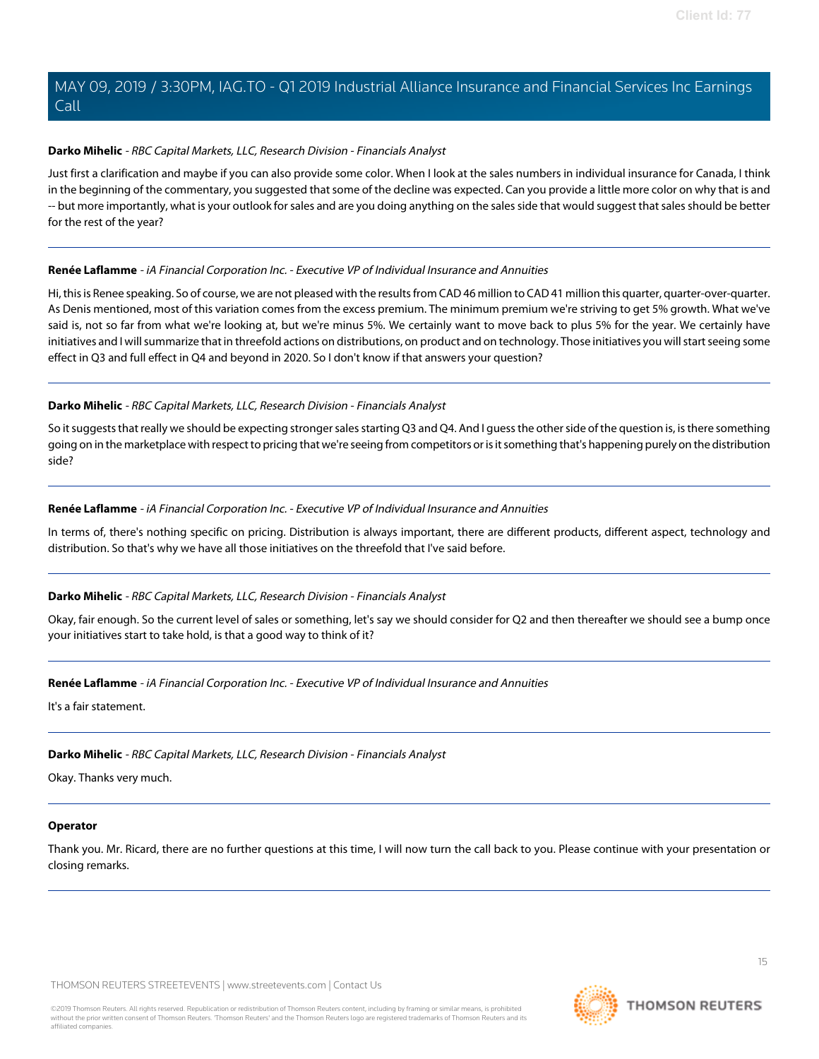**Darko Mihelic** - *RBC Capital Markets, LLC, Research Division - Financials Analyst*

Just first a clarification and maybe if you can also provide some color. When I look at the sales numbers in individual insurance for Canada, I think in the beginning of the commentary, you suggested that some of the decline was expected. Can you provide a little more color on why that is and -- but more importantly, what is your outlook for sales and are you doing anything on the sales side that would suggest that sales should be better for the rest of the year?

---

**Renée Laflamme** - *iA Financial Corporation Inc. - Executive VP of Individual Insurance and Annuities*

Hi, this is Renee speaking. So of course, we are not pleased with the results from CAD 46 million to CAD 41 million this quarter, quarter-over-quarter. As Denis mentioned, most of this variation comes from the excess premium. The minimum premium we're striving to get 5% growth. What we've said is, not so far from what we're looking at, but we're minus 5%. We certainly want to move back to plus 5% for the year. We certainly have initiatives and I will summarize that in threefold actions on distributions, on product and on technology. Those initiatives you will start seeing some effect in Q3 and full effect in Q4 and beyond in 2020. So I don't know if that answers your question?

---

**Darko Mihelic** - *RBC Capital Markets, LLC, Research Division - Financials Analyst*

So it suggests that really we should be expecting stronger sales starting Q3 and Q4. And I guess the other side of the question is, is there something going on in the marketplace with respect to pricing that we're seeing from competitors or is it something that's happening purely on the distribution side?

---

**Renée Laflamme** - *iA Financial Corporation Inc. - Executive VP of Individual Insurance and Annuities*

In terms of, there's nothing specific on pricing. Distribution is always important, there are different products, different aspect, technology and distribution. So that's why we have all those initiatives on the threefold that I've said before.

---

**Darko Mihelic** - *RBC Capital Markets, LLC, Research Division - Financials Analyst*

Okay, fair enough. So the current level of sales or something, let's say we should consider for Q2 and then thereafter we should see a bump once your initiatives start to take hold, is that a good way to think of it?

---

**Renée Laflamme** - *iA Financial Corporation Inc. - Executive VP of Individual Insurance and Annuities*

It's a fair statement.

---

**Darko Mihelic** - *RBC Capital Markets, LLC, Research Division - Financials Analyst*

Okay. Thanks very much.

---

**Operator**

Thank you. Mr. Ricard, there are no further questions at this time, I will now turn the call back to you. Please continue with your presentation or closing remarks.

---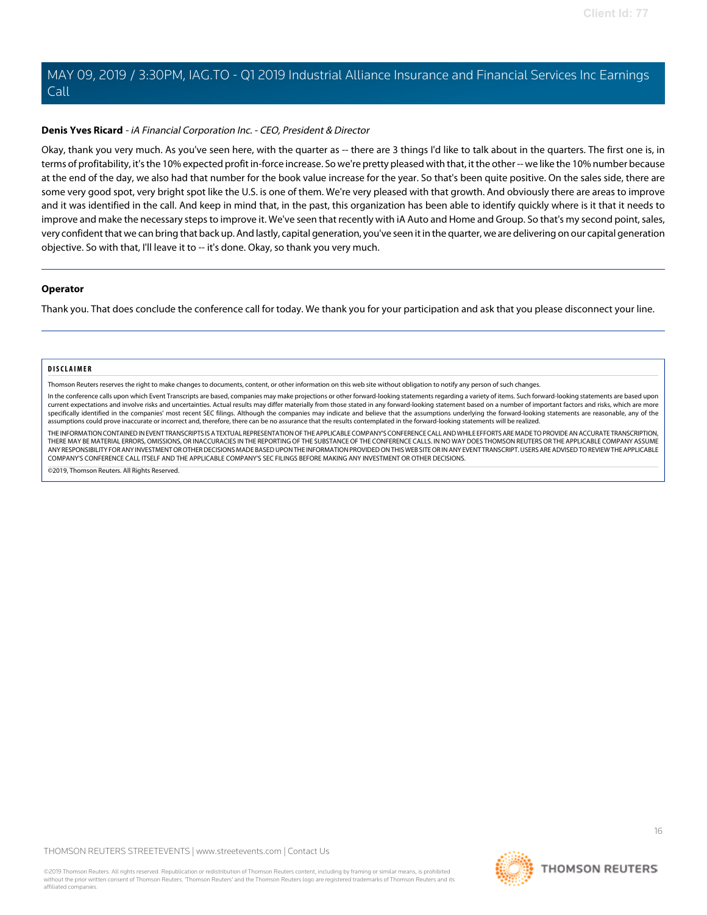**Denis Yves Ricard** - *iA Financial Corporation Inc. - CEO, President & Director*

Okay, thank you very much. As you've seen here, with the quarter as -- there are 3 things I'd like to talk about in the quarters. The first one is, in terms of profitability, it's the 10% expected profit in-force increase. So we're pretty pleased with that, it the other -- we like the 10% number because at the end of the day, we also had that number for the book value increase for the year. So that's been quite positive. On the sales side, there are some very good spot, very bright spot like the U.S. is one of them. We're very pleased with that growth. And obviously there are areas to improve and it was identified in the call. And keep in mind that, in the past, this organization has been able to identify quickly where is it that it needs to improve and make the necessary steps to improve it. We've seen that recently with iA Auto and Home and Group. So that's my second point, sales, very confident that we can bring that back up. And lastly, capital generation, you've seen it in the quarter, we are delivering on our capital generation objective. So with that, I'll leave it to -- it's done. Okay, so thank you very much.

---

**Operator**

Thank you. That does conclude the conference call for today. We thank you for your participation and ask that you please disconnect your line.

---

**DISCLAIMER**

Thomson Reuters reserves the right to make changes to documents, content, or other information on this web site without obligation to notify any person of such changes.

In the conference calls upon which Event Transcripts are based, companies may make projections or other forward-looking statements regarding a variety of items. Such forward-looking statements are based upon current expectations and involve risks and uncertainties. Actual results may differ materially from those stated in any forward-looking statement based on a number of important factors and risks, which are more specifically identified in the companies' most recent SEC filings. Although the companies may indicate and believe that the assumptions underlying the forward-looking statements are reasonable, any of the assumptions could prove inaccurate or incorrect and, therefore, there can be no assurance that the results contemplated in the forward-looking statements will be realized.

THE INFORMATION CONTAINED IN EVENT TRANSCRIPTS IS A TEXTUAL REPRESENTATION OF THE APPLICABLE COMPANY'S CONFERENCE CALL AND WHILE EFFORTS ARE MADE TO PROVIDE AN ACCURATE TRANSCRIPTION, THERE MAY BE MATERIAL ERRORS, OMISSIONS, OR INACCURACIES IN THE REPORTING OF THE SUBSTANCE OF THE CONFERENCE CALLS. IN NO WAY DOES THOMSON REUTERS OR THE APPLICABLE COMPANY ASSUME ANY RESPONSIBILITY FOR ANY INVESTMENT OR OTHER DECISIONS MADE BASED UPON THE INFORMATION PROVIDED ON THIS WEB SITE OR IN ANY EVENT TRANSCRIPT. USERS ARE ADVISED TO REVIEW THE APPLICABLE COMPANY'S CONFERENCE CALL ITSELF AND THE APPLICABLE COMPANY'S SEC FILINGS BEFORE MAKING ANY INVESTMENT OR OTHER DECISIONS.

©2019, Thomson Reuters. All Rights Reserved.